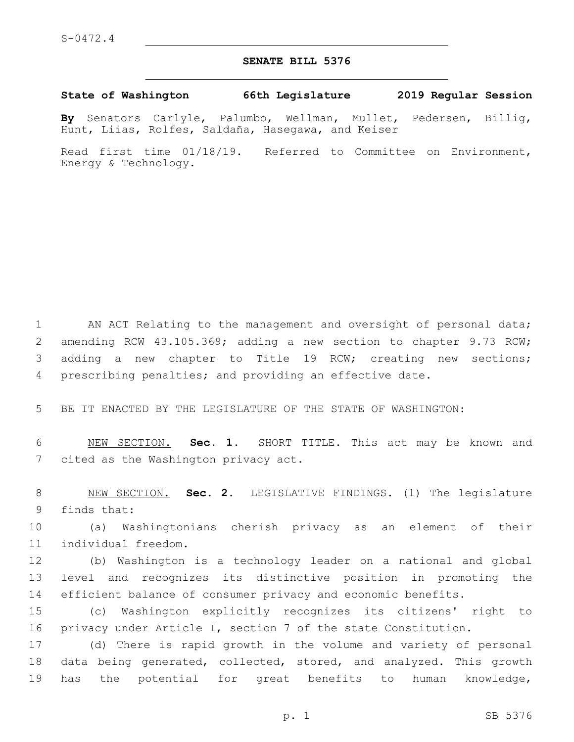S-0472.4

# SENATE BILL 5376

**State of Washington 66th Legislature 2019 Regular Session**

**By** Senators Carlyle, Palumbo, Wellman, Mullet, Pedersen, Billig, Hunt, Liias, Rolfes, Saldaña, Hasegawa, and Keiser

Read first time 01/18/19. Referred to Committee on Environment, Energy & Technology.

AN ACT Relating to the management and oversight of personal data; amending RCW 43.105.369; adding a new section to chapter 9.73 RCW; adding a new chapter to Title 19 RCW; creating new sections; prescribing penalties; and providing an effective date.

BE IT ENACTED BY THE LEGISLATURE OF THE STATE OF WASHINGTON:

NEW SECTION. **Sec. 1.** SHORT TITLE. This act may be known and cited as the Washington privacy act.

NEW SECTION. **Sec. 2.** LEGISLATIVE FINDINGS. (1) The legislature finds that:

(a) Washingtonians cherish privacy as an element of their individual freedom.

(b) Washington is a technology leader on a national and global level and recognizes its distinctive position in promoting the efficient balance of consumer privacy and economic benefits.

(c) Washington explicitly recognizes its citizens' right to privacy under Article I, section 7 of the state Constitution.

(d) There is rapid growth in the volume and variety of personal data being generated, collected, stored, and analyzed. This growth has the potential for great benefits to human knowledge,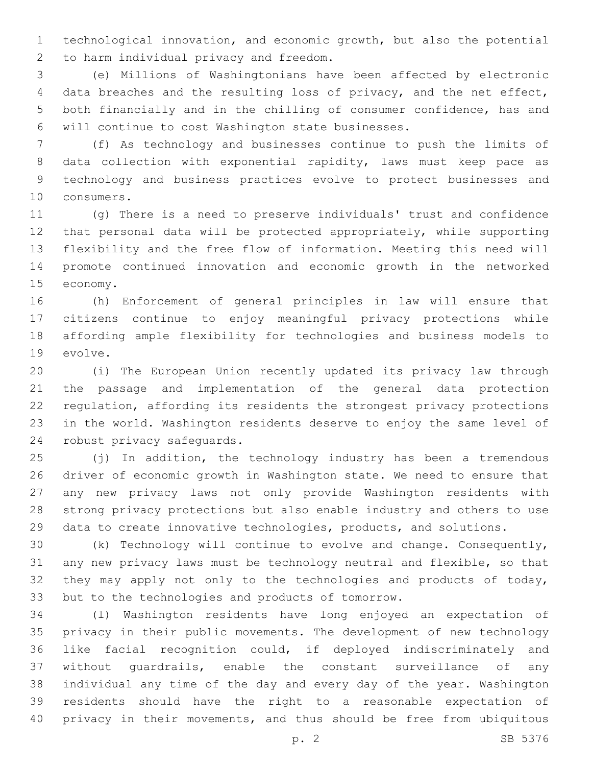technological innovation, and economic growth, but also the potential to harm individual privacy and freedom.

(e) Millions of Washingtonians have been affected by electronic data breaches and the resulting loss of privacy, and the net effect, both financially and in the chilling of consumer confidence, has and will continue to cost Washington state businesses.

(f) As technology and businesses continue to push the limits of data collection with exponential rapidity, laws must keep pace as technology and business practices evolve to protect businesses and consumers.

(g) There is a need to preserve individuals' trust and confidence that personal data will be protected appropriately, while supporting flexibility and the free flow of information. Meeting this need will promote continued innovation and economic growth in the networked economy.

(h) Enforcement of general principles in law will ensure that citizens continue to enjoy meaningful privacy protections while affording ample flexibility for technologies and business models to evolve.

(i) The European Union recently updated its privacy law through the passage and implementation of the general data protection regulation, affording its residents the strongest privacy protections in the world. Washington residents deserve to enjoy the same level of robust privacy safeguards.

(j) In addition, the technology industry has been a tremendous driver of economic growth in Washington state. We need to ensure that any new privacy laws not only provide Washington residents with strong privacy protections but also enable industry and others to use data to create innovative technologies, products, and solutions.

(k) Technology will continue to evolve and change. Consequently, any new privacy laws must be technology neutral and flexible, so that they may apply not only to the technologies and products of today, but to the technologies and products of tomorrow.

(l) Washington residents have long enjoyed an expectation of privacy in their public movements. The development of new technology like facial recognition could, if deployed indiscriminately and without guardrails, enable the constant surveillance of any individual any time of the day and every day of the year. Washington residents should have the right to a reasonable expectation of privacy in their movements, and thus should be free from ubiquitous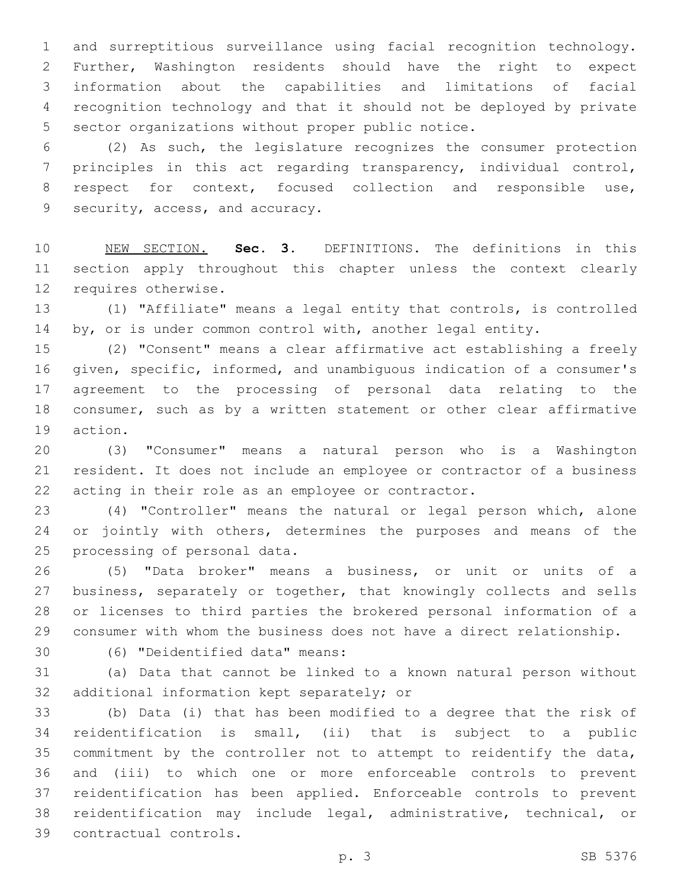and surreptitious surveillance using facial recognition technology. Further, Washington residents should have the right to expect information about the capabilities and limitations of facial recognition technology and that it should not be deployed by private sector organizations without proper public notice.

(2) As such, the legislature recognizes the consumer protection principles in this act regarding transparency, individual control, respect for context, focused collection and responsible use, security, access, and accuracy.

NEW SECTION. **Sec. 3.** DEFINITIONS. The definitions in this section apply throughout this chapter unless the context clearly requires otherwise.

(1) "Affiliate" means a legal entity that controls, is controlled by, or is under common control with, another legal entity.

(2) "Consent" means a clear affirmative act establishing a freely given, specific, informed, and unambiguous indication of a consumer's agreement to the processing of personal data relating to the consumer, such as by a written statement or other clear affirmative action.

(3) "Consumer" means a natural person who is a Washington resident. It does not include an employee or contractor of a business acting in their role as an employee or contractor.

(4) "Controller" means the natural or legal person which, alone or jointly with others, determines the purposes and means of the processing of personal data.

(5) "Data broker" means a business, or unit or units of a business, separately or together, that knowingly collects and sells or licenses to third parties the brokered personal information of a consumer with whom the business does not have a direct relationship.

(6) "Deidentified data" means:

(a) Data that cannot be linked to a known natural person without additional information kept separately; or

(b) Data (i) that has been modified to a degree that the risk of reidentification is small, (ii) that is subject to a public commitment by the controller not to attempt to reidentify the data, and (iii) to which one or more enforceable controls to prevent reidentification has been applied. Enforceable controls to prevent reidentification may include legal, administrative, technical, or contractual controls.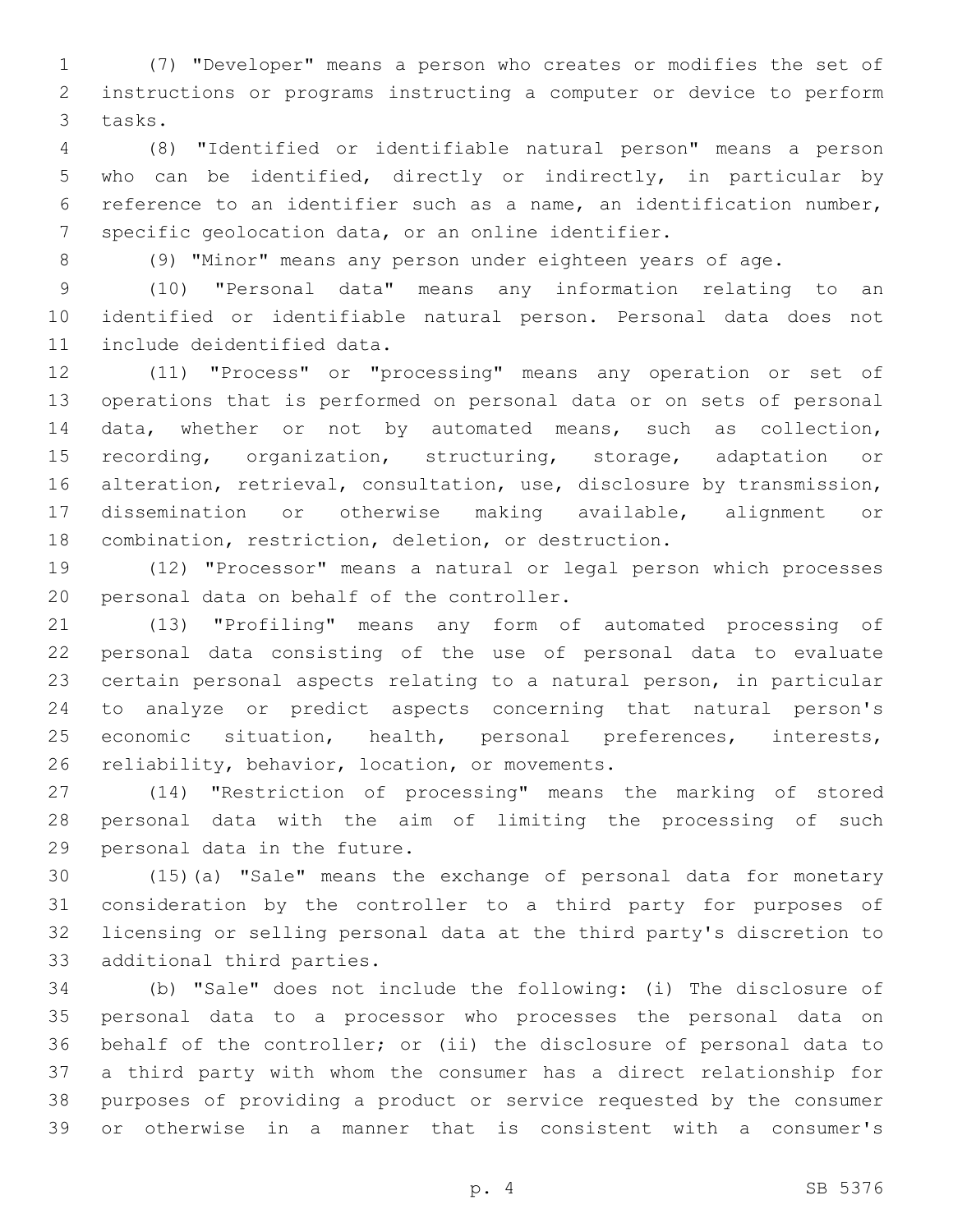(7) "Developer" means a person who creates or modifies the set of instructions or programs instructing a computer or device to perform tasks.

(8) "Identified or identifiable natural person" means a person who can be identified, directly or indirectly, in particular by reference to an identifier such as a name, an identification number, specific geolocation data, or an online identifier.

(9) "Minor" means any person under eighteen years of age.

(10) "Personal data" means any information relating to an identified or identifiable natural person. Personal data does not include deidentified data.

(11) "Process" or "processing" means any operation or set of operations that is performed on personal data or on sets of personal data, whether or not by automated means, such as collection, recording, organization, structuring, storage, adaptation or alteration, retrieval, consultation, use, disclosure by transmission, dissemination or otherwise making available, alignment or combination, restriction, deletion, or destruction.

(12) "Processor" means a natural or legal person which processes personal data on behalf of the controller.

(13) "Profiling" means any form of automated processing of personal data consisting of the use of personal data to evaluate certain personal aspects relating to a natural person, in particular to analyze or predict aspects concerning that natural person's economic situation, health, personal preferences, interests, reliability, behavior, location, or movements.

(14) "Restriction of processing" means the marking of stored personal data with the aim of limiting the processing of such personal data in the future.

(15)(a) "Sale" means the exchange of personal data for monetary consideration by the controller to a third party for purposes of licensing or selling personal data at the third party's discretion to additional third parties.

(b) "Sale" does not include the following: (i) The disclosure of personal data to a processor who processes the personal data on behalf of the controller; or (ii) the disclosure of personal data to a third party with whom the consumer has a direct relationship for purposes of providing a product or service requested by the consumer or otherwise in a manner that is consistent with a consumer's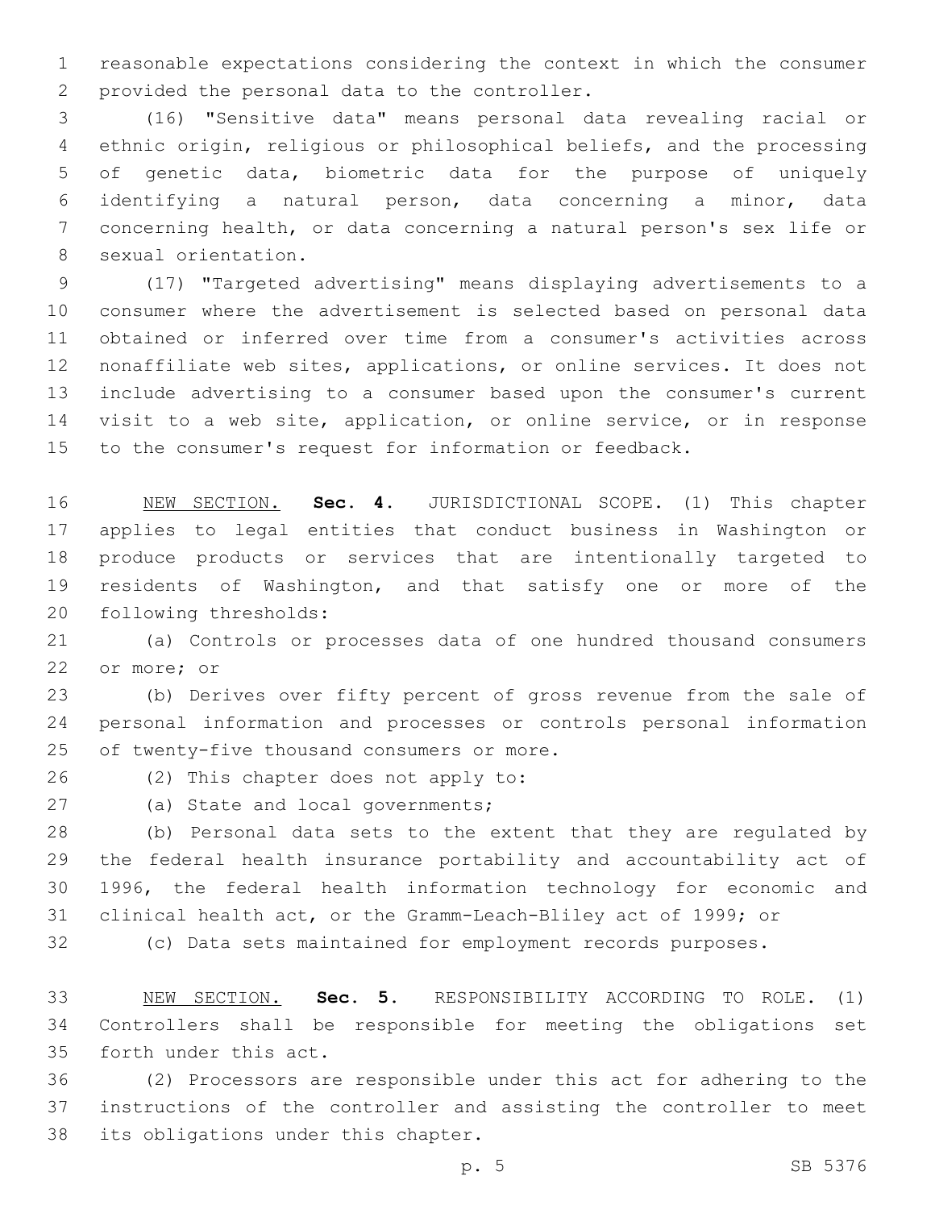reasonable expectations considering the context in which the consumer provided the personal data to the controller.

(16) "Sensitive data" means personal data revealing racial or ethnic origin, religious or philosophical beliefs, and the processing of genetic data, biometric data for the purpose of uniquely identifying a natural person, data concerning a minor, data concerning health, or data concerning a natural person's sex life or sexual orientation.

(17) "Targeted advertising" means displaying advertisements to a consumer where the advertisement is selected based on personal data obtained or inferred over time from a consumer's activities across nonaffiliate web sites, applications, or online services. It does not include advertising to a consumer based upon the consumer's current visit to a web site, application, or online service, or in response to the consumer's request for information or feedback.

NEW SECTION. **Sec. 4.** JURISDICTIONAL SCOPE. (1) This chapter applies to legal entities that conduct business in Washington or produce products or services that are intentionally targeted to residents of Washington, and that satisfy one or more of the following thresholds:

(a) Controls or processes data of one hundred thousand consumers or more; or

(b) Derives over fifty percent of gross revenue from the sale of personal information and processes or controls personal information of twenty-five thousand consumers or more.

(2) This chapter does not apply to:

(a) State and local governments;

(b) Personal data sets to the extent that they are regulated by the federal health insurance portability and accountability act of 1996, the federal health information technology for economic and clinical health act, or the Gramm-Leach-Bliley act of 1999; or

(c) Data sets maintained for employment records purposes.

NEW SECTION. **Sec. 5.** RESPONSIBILITY ACCORDING TO ROLE. (1) Controllers shall be responsible for meeting the obligations set forth under this act.

(2) Processors are responsible under this act for adhering to the instructions of the controller and assisting the controller to meet its obligations under this chapter.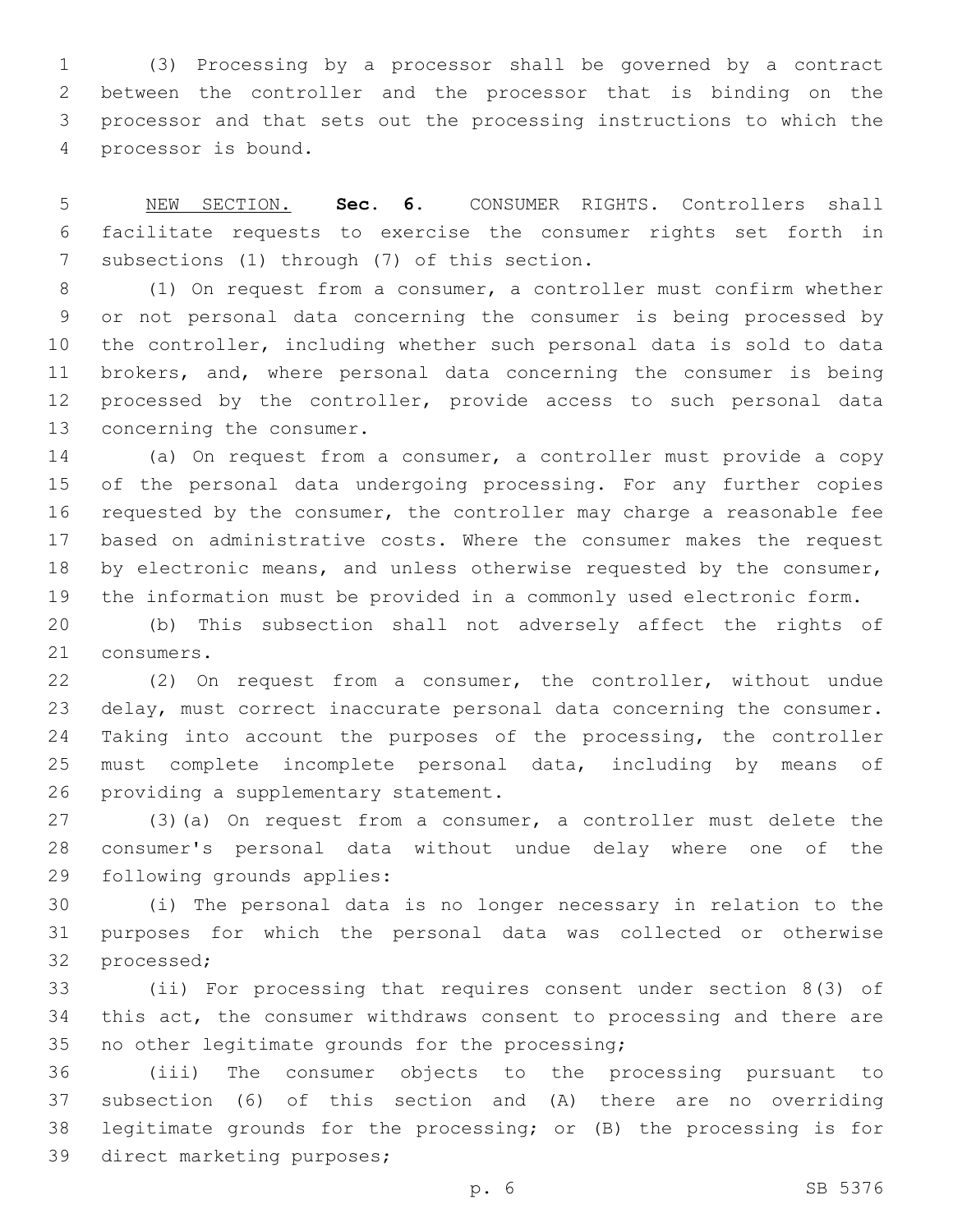(3) Processing by a processor shall be governed by a contract between the controller and the processor that is binding on the processor and that sets out the processing instructions to which the processor is bound.

NEW SECTION. **Sec. 6.** CONSUMER RIGHTS. Controllers shall facilitate requests to exercise the consumer rights set forth in subsections (1) through (7) of this section.

(1) On request from a consumer, a controller must confirm whether or not personal data concerning the consumer is being processed by the controller, including whether such personal data is sold to data brokers, and, where personal data concerning the consumer is being processed by the controller, provide access to such personal data concerning the consumer.

(a) On request from a consumer, a controller must provide a copy of the personal data undergoing processing. For any further copies requested by the consumer, the controller may charge a reasonable fee based on administrative costs. Where the consumer makes the request by electronic means, and unless otherwise requested by the consumer, the information must be provided in a commonly used electronic form.

(b) This subsection shall not adversely affect the rights of consumers.

(2) On request from a consumer, the controller, without undue delay, must correct inaccurate personal data concerning the consumer. Taking into account the purposes of the processing, the controller must complete incomplete personal data, including by means of providing a supplementary statement.

(3)(a) On request from a consumer, a controller must delete the consumer's personal data without undue delay where one of the following grounds applies:

(i) The personal data is no longer necessary in relation to the purposes for which the personal data was collected or otherwise processed;

(ii) For processing that requires consent under section 8(3) of this act, the consumer withdraws consent to processing and there are no other legitimate grounds for the processing;

(iii) The consumer objects to the processing pursuant to subsection (6) of this section and (A) there are no overriding legitimate grounds for the processing; or (B) the processing is for direct marketing purposes;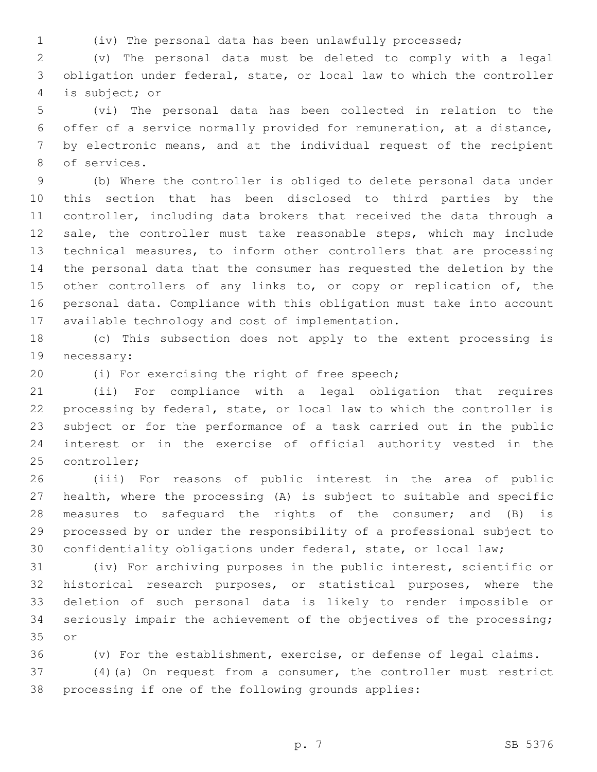(iv) The personal data has been unlawfully processed;

(v) The personal data must be deleted to comply with a legal obligation under federal, state, or local law to which the controller is subject; or

(vi) The personal data has been collected in relation to the offer of a service normally provided for remuneration, at a distance, by electronic means, and at the individual request of the recipient of services.

(b) Where the controller is obliged to delete personal data under this section that has been disclosed to third parties by the controller, including data brokers that received the data through a sale, the controller must take reasonable steps, which may include technical measures, to inform other controllers that are processing the personal data that the consumer has requested the deletion by the other controllers of any links to, or copy or replication of, the personal data. Compliance with this obligation must take into account available technology and cost of implementation.

(c) This subsection does not apply to the extent processing is necessary:

(i) For exercising the right of free speech;

(ii) For compliance with a legal obligation that requires processing by federal, state, or local law to which the controller is subject or for the performance of a task carried out in the public interest or in the exercise of official authority vested in the controller;

(iii) For reasons of public interest in the area of public health, where the processing (A) is subject to suitable and specific measures to safeguard the rights of the consumer; and (B) is processed by or under the responsibility of a professional subject to confidentiality obligations under federal, state, or local law;

(iv) For archiving purposes in the public interest, scientific or historical research purposes, or statistical purposes, where the deletion of such personal data is likely to render impossible or seriously impair the achievement of the objectives of the processing; or

(v) For the establishment, exercise, or defense of legal claims.

(4)(a) On request from a consumer, the controller must restrict processing if one of the following grounds applies: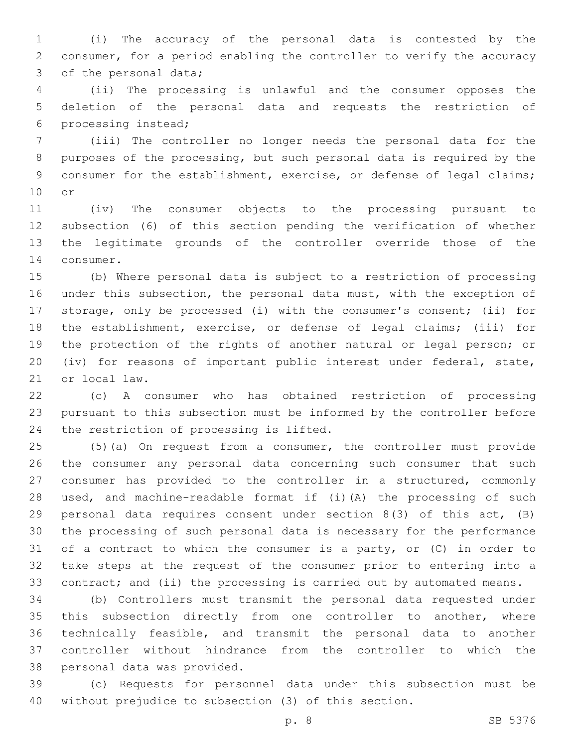(i) The accuracy of the personal data is contested by the consumer, for a period enabling the controller to verify the accuracy of the personal data;

(ii) The processing is unlawful and the consumer opposes the deletion of the personal data and requests the restriction of processing instead;

(iii) The controller no longer needs the personal data for the purposes of the processing, but such personal data is required by the consumer for the establishment, exercise, or defense of legal claims; or

(iv) The consumer objects to the processing pursuant to subsection (6) of this section pending the verification of whether the legitimate grounds of the controller override those of the consumer.

(b) Where personal data is subject to a restriction of processing under this subsection, the personal data must, with the exception of storage, only be processed (i) with the consumer's consent; (ii) for the establishment, exercise, or defense of legal claims; (iii) for the protection of the rights of another natural or legal person; or (iv) for reasons of important public interest under federal, state, or local law.

(c) A consumer who has obtained restriction of processing pursuant to this subsection must be informed by the controller before the restriction of processing is lifted.

(5)(a) On request from a consumer, the controller must provide the consumer any personal data concerning such consumer that such consumer has provided to the controller in a structured, commonly used, and machine-readable format if (i)(A) the processing of such personal data requires consent under section 8(3) of this act, (B) the processing of such personal data is necessary for the performance of a contract to which the consumer is a party, or (C) in order to take steps at the request of the consumer prior to entering into a contract; and (ii) the processing is carried out by automated means.

(b) Controllers must transmit the personal data requested under this subsection directly from one controller to another, where technically feasible, and transmit the personal data to another controller without hindrance from the controller to which the personal data was provided.

(c) Requests for personnel data under this subsection must be without prejudice to subsection (3) of this section.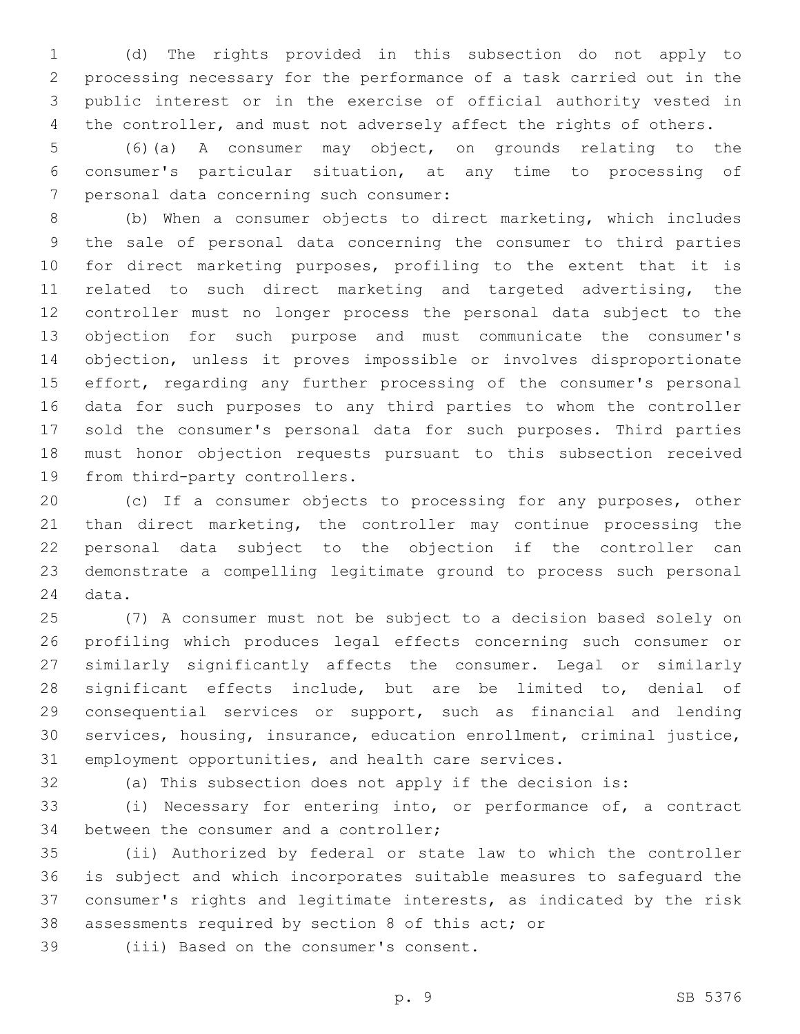(d) The rights provided in this subsection do not apply to processing necessary for the performance of a task carried out in the public interest or in the exercise of official authority vested in the controller, and must not adversely affect the rights of others.

(6)(a) A consumer may object, on grounds relating to the consumer's particular situation, at any time to processing of personal data concerning such consumer:

(b) When a consumer objects to direct marketing, which includes the sale of personal data concerning the consumer to third parties for direct marketing purposes, profiling to the extent that it is related to such direct marketing and targeted advertising, the controller must no longer process the personal data subject to the objection for such purpose and must communicate the consumer's objection, unless it proves impossible or involves disproportionate effort, regarding any further processing of the consumer's personal data for such purposes to any third parties to whom the controller sold the consumer's personal data for such purposes. Third parties must honor objection requests pursuant to this subsection received from third-party controllers.

(c) If a consumer objects to processing for any purposes, other than direct marketing, the controller may continue processing the personal data subject to the objection if the controller can demonstrate a compelling legitimate ground to process such personal data.

(7) A consumer must not be subject to a decision based solely on profiling which produces legal effects concerning such consumer or similarly significantly affects the consumer. Legal or similarly significant effects include, but are be limited to, denial of consequential services or support, such as financial and lending services, housing, insurance, education enrollment, criminal justice, employment opportunities, and health care services.

(a) This subsection does not apply if the decision is:

(i) Necessary for entering into, or performance of, a contract between the consumer and a controller;

(ii) Authorized by federal or state law to which the controller is subject and which incorporates suitable measures to safeguard the consumer's rights and legitimate interests, as indicated by the risk assessments required by section 8 of this act; or

(iii) Based on the consumer's consent.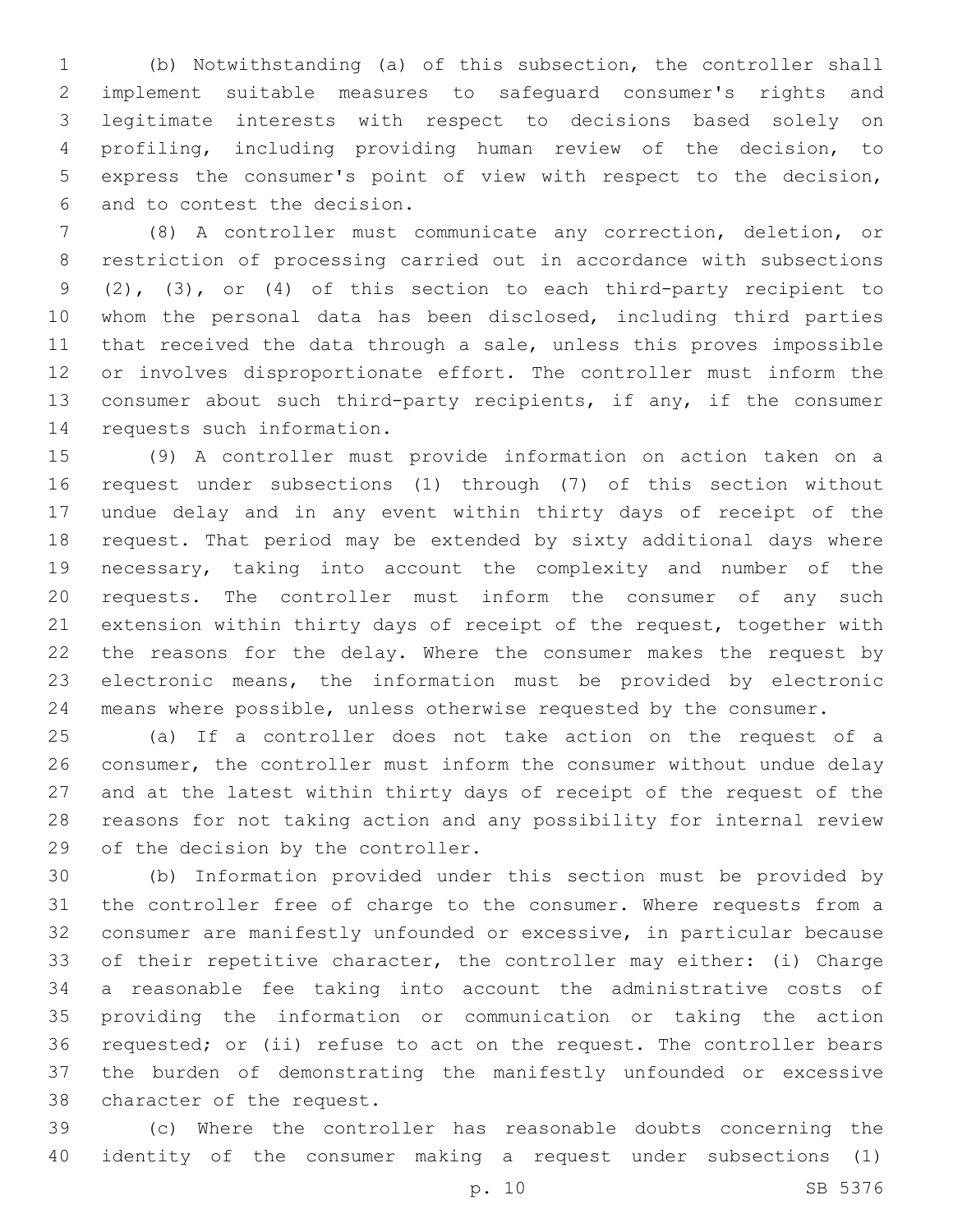(b) Notwithstanding (a) of this subsection, the controller shall implement suitable measures to safeguard consumer's rights and legitimate interests with respect to decisions based solely on profiling, including providing human review of the decision, to express the consumer's point of view with respect to the decision, and to contest the decision.

(8) A controller must communicate any correction, deletion, or restriction of processing carried out in accordance with subsections (2), (3), or (4) of this section to each third-party recipient to whom the personal data has been disclosed, including third parties that received the data through a sale, unless this proves impossible or involves disproportionate effort. The controller must inform the consumer about such third-party recipients, if any, if the consumer requests such information.

(9) A controller must provide information on action taken on a request under subsections (1) through (7) of this section without undue delay and in any event within thirty days of receipt of the request. That period may be extended by sixty additional days where necessary, taking into account the complexity and number of the requests. The controller must inform the consumer of any such extension within thirty days of receipt of the request, together with the reasons for the delay. Where the consumer makes the request by electronic means, the information must be provided by electronic means where possible, unless otherwise requested by the consumer.

(a) If a controller does not take action on the request of a consumer, the controller must inform the consumer without undue delay and at the latest within thirty days of receipt of the request of the reasons for not taking action and any possibility for internal review of the decision by the controller.

(b) Information provided under this section must be provided by the controller free of charge to the consumer. Where requests from a consumer are manifestly unfounded or excessive, in particular because of their repetitive character, the controller may either: (i) Charge a reasonable fee taking into account the administrative costs of providing the information or communication or taking the action requested; or (ii) refuse to act on the request. The controller bears the burden of demonstrating the manifestly unfounded or excessive character of the request.

(c) Where the controller has reasonable doubts concerning the identity of the consumer making a request under subsections (1)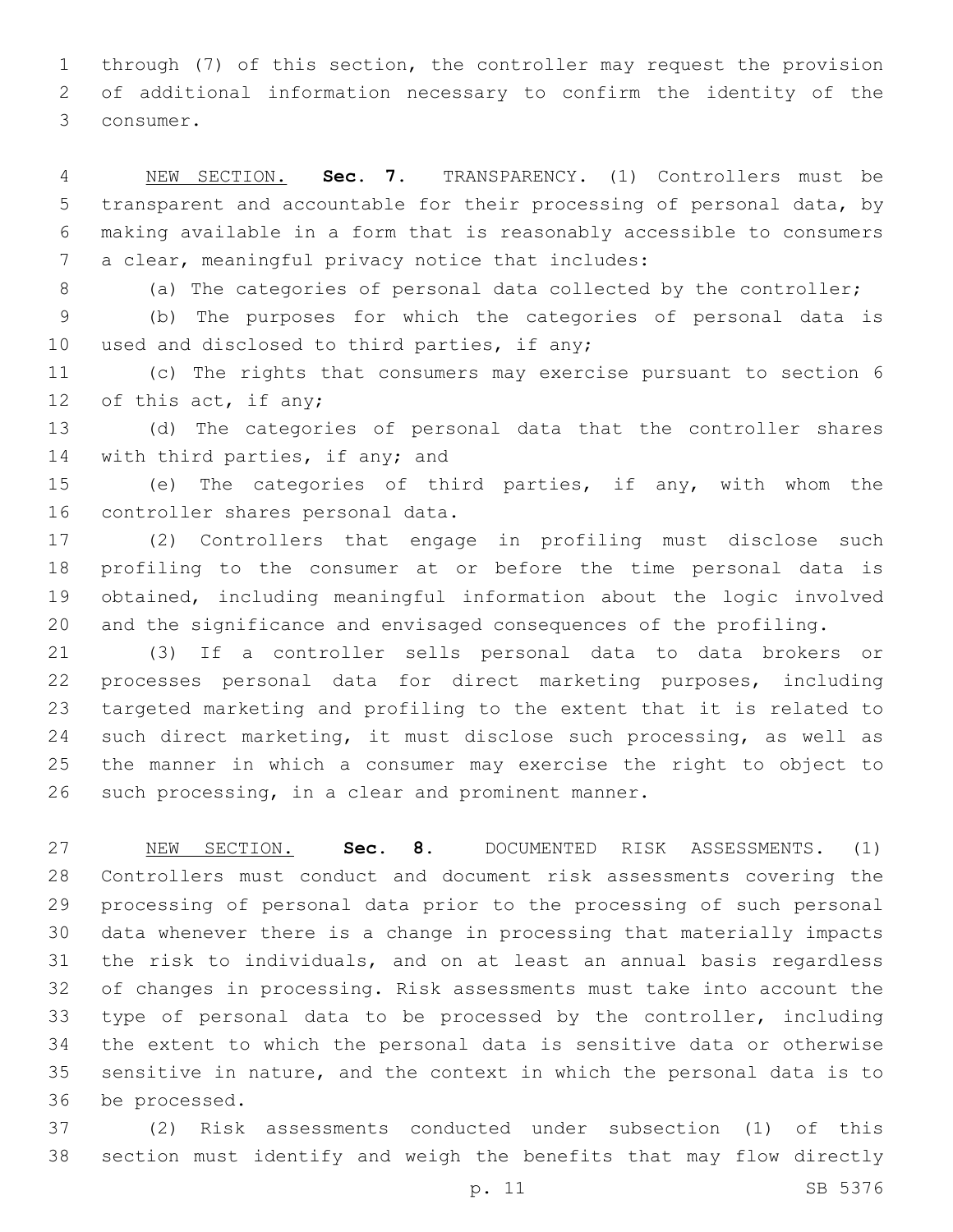through (7) of this section, the controller may request the provision of additional information necessary to confirm the identity of the consumer.

NEW SECTION. **Sec. 7.** TRANSPARENCY. (1) Controllers must be transparent and accountable for their processing of personal data, by making available in a form that is reasonably accessible to consumers a clear, meaningful privacy notice that includes:

(a) The categories of personal data collected by the controller;

(b) The purposes for which the categories of personal data is used and disclosed to third parties, if any;

(c) The rights that consumers may exercise pursuant to section 6 of this act, if any;

(d) The categories of personal data that the controller shares with third parties, if any; and

(e) The categories of third parties, if any, with whom the controller shares personal data.

(2) Controllers that engage in profiling must disclose such profiling to the consumer at or before the time personal data is obtained, including meaningful information about the logic involved and the significance and envisaged consequences of the profiling.

(3) If a controller sells personal data to data brokers or processes personal data for direct marketing purposes, including targeted marketing and profiling to the extent that it is related to such direct marketing, it must disclose such processing, as well as the manner in which a consumer may exercise the right to object to such processing, in a clear and prominent manner.

NEW SECTION. **Sec. 8.** DOCUMENTED RISK ASSESSMENTS. (1) Controllers must conduct and document risk assessments covering the processing of personal data prior to the processing of such personal data whenever there is a change in processing that materially impacts the risk to individuals, and on at least an annual basis regardless of changes in processing. Risk assessments must take into account the type of personal data to be processed by the controller, including the extent to which the personal data is sensitive data or otherwise sensitive in nature, and the context in which the personal data is to be processed.

(2) Risk assessments conducted under subsection (1) of this section must identify and weigh the benefits that may flow directly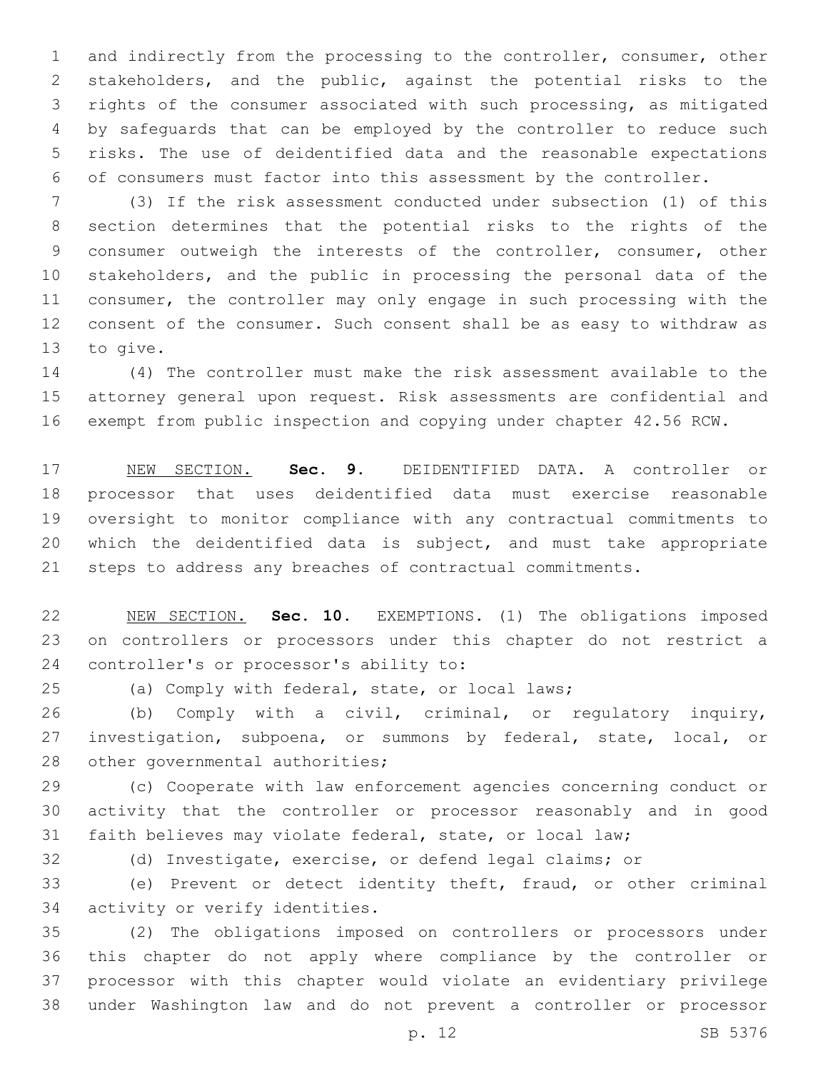and indirectly from the processing to the controller, consumer, other stakeholders, and the public, against the potential risks to the rights of the consumer associated with such processing, as mitigated by safeguards that can be employed by the controller to reduce such risks. The use of deidentified data and the reasonable expectations of consumers must factor into this assessment by the controller.

(3) If the risk assessment conducted under subsection (1) of this section determines that the potential risks to the rights of the consumer outweigh the interests of the controller, consumer, other stakeholders, and the public in processing the personal data of the consumer, the controller may only engage in such processing with the consent of the consumer. Such consent shall be as easy to withdraw as to give.

(4) The controller must make the risk assessment available to the attorney general upon request. Risk assessments are confidential and exempt from public inspection and copying under chapter 42.56 RCW.

NEW SECTION. **Sec. 9.** DEIDENTIFIED DATA. A controller or processor that uses deidentified data must exercise reasonable oversight to monitor compliance with any contractual commitments to which the deidentified data is subject, and must take appropriate steps to address any breaches of contractual commitments.

NEW SECTION. **Sec. 10.** EXEMPTIONS. (1) The obligations imposed on controllers or processors under this chapter do not restrict a controller's or processor's ability to:

(a) Comply with federal, state, or local laws;

(b) Comply with a civil, criminal, or regulatory inquiry, investigation, subpoena, or summons by federal, state, local, or other governmental authorities;

(c) Cooperate with law enforcement agencies concerning conduct or activity that the controller or processor reasonably and in good faith believes may violate federal, state, or local law;

(d) Investigate, exercise, or defend legal claims; or

(e) Prevent or detect identity theft, fraud, or other criminal activity or verify identities.

(2) The obligations imposed on controllers or processors under this chapter do not apply where compliance by the controller or processor with this chapter would violate an evidentiary privilege under Washington law and do not prevent a controller or processor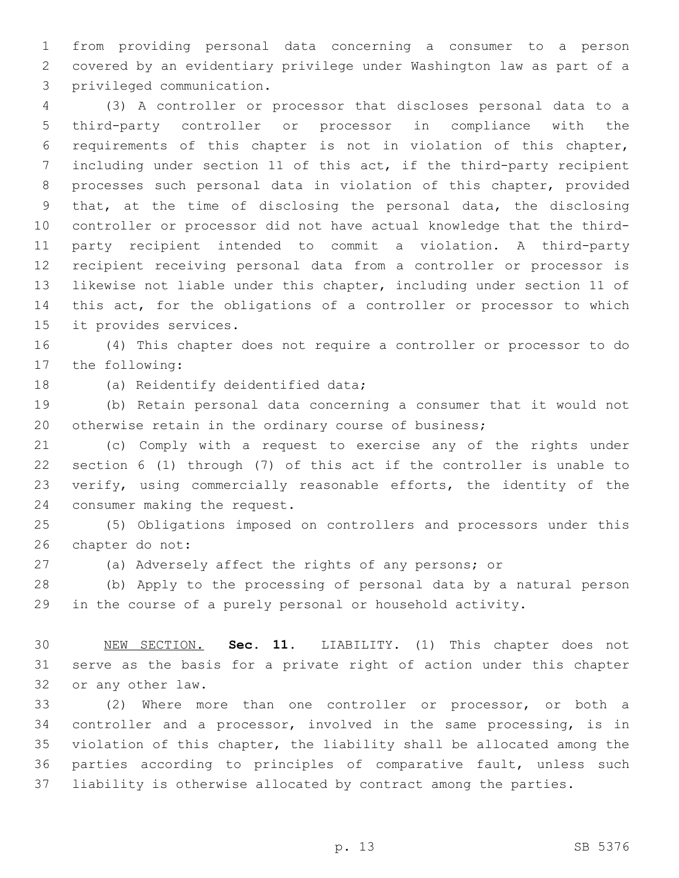from providing personal data concerning a consumer to a person covered by an evidentiary privilege under Washington law as part of a privileged communication.

(3) A controller or processor that discloses personal data to a third-party controller or processor in compliance with the requirements of this chapter is not in violation of this chapter, including under section 11 of this act, if the third-party recipient processes such personal data in violation of this chapter, provided that, at the time of disclosing the personal data, the disclosing controller or processor did not have actual knowledge that the third-party recipient intended to commit a violation. A third-party recipient receiving personal data from a controller or processor is likewise not liable under this chapter, including under section 11 of this act, for the obligations of a controller or processor to which it provides services.

(4) This chapter does not require a controller or processor to do the following:

(a) Reidentify deidentified data;

(b) Retain personal data concerning a consumer that it would not otherwise retain in the ordinary course of business;

(c) Comply with a request to exercise any of the rights under section 6 (1) through (7) of this act if the controller is unable to verify, using commercially reasonable efforts, the identity of the consumer making the request.

(5) Obligations imposed on controllers and processors under this chapter do not:

(a) Adversely affect the rights of any persons; or

(b) Apply to the processing of personal data by a natural person in the course of a purely personal or household activity.

NEW SECTION. **Sec. 11.** LIABILITY. (1) This chapter does not serve as the basis for a private right of action under this chapter or any other law.

(2) Where more than one controller or processor, or both a controller and a processor, involved in the same processing, is in violation of this chapter, the liability shall be allocated among the parties according to principles of comparative fault, unless such liability is otherwise allocated by contract among the parties.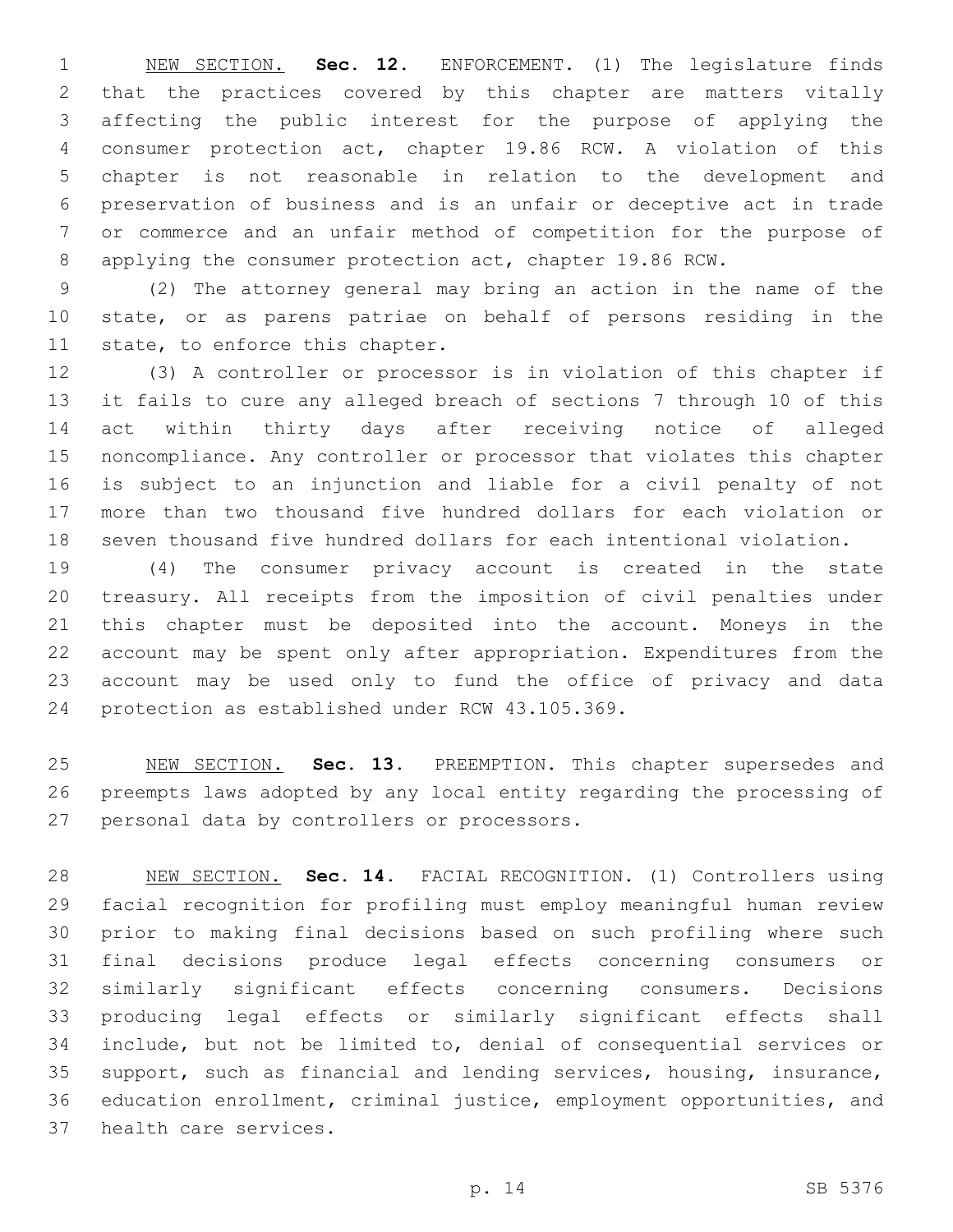NEW SECTION. **Sec. 12.** ENFORCEMENT. (1) The legislature finds that the practices covered by this chapter are matters vitally affecting the public interest for the purpose of applying the consumer protection act, chapter 19.86 RCW. A violation of this chapter is not reasonable in relation to the development and preservation of business and is an unfair or deceptive act in trade or commerce and an unfair method of competition for the purpose of applying the consumer protection act, chapter 19.86 RCW.

(2) The attorney general may bring an action in the name of the state, or as parens patriae on behalf of persons residing in the state, to enforce this chapter.

(3) A controller or processor is in violation of this chapter if it fails to cure any alleged breach of sections 7 through 10 of this act within thirty days after receiving notice of alleged noncompliance. Any controller or processor that violates this chapter is subject to an injunction and liable for a civil penalty of not more than two thousand five hundred dollars for each violation or seven thousand five hundred dollars for each intentional violation.

(4) The consumer privacy account is created in the state treasury. All receipts from the imposition of civil penalties under this chapter must be deposited into the account. Moneys in the account may be spent only after appropriation. Expenditures from the account may be used only to fund the office of privacy and data protection as established under RCW 43.105.369.

NEW SECTION. **Sec. 13.** PREEMPTION. This chapter supersedes and preempts laws adopted by any local entity regarding the processing of personal data by controllers or processors.

NEW SECTION. **Sec. 14.** FACIAL RECOGNITION. (1) Controllers using facial recognition for profiling must employ meaningful human review prior to making final decisions based on such profiling where such final decisions produce legal effects concerning consumers or similarly significant effects concerning consumers. Decisions producing legal effects or similarly significant effects shall include, but not be limited to, denial of consequential services or support, such as financial and lending services, housing, insurance, education enrollment, criminal justice, employment opportunities, and health care services.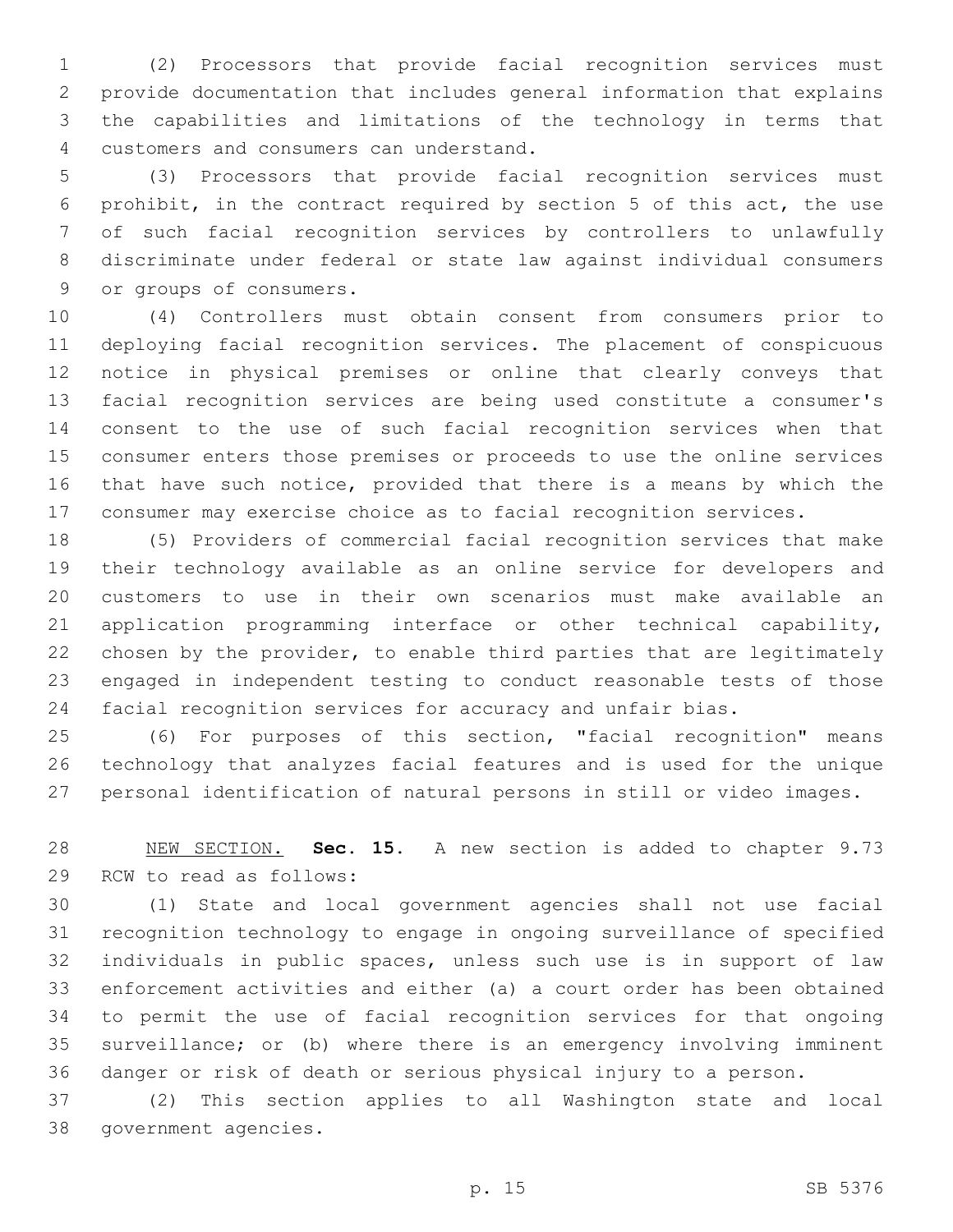(2) Processors that provide facial recognition services must provide documentation that includes general information that explains the capabilities and limitations of the technology in terms that customers and consumers can understand.

(3) Processors that provide facial recognition services must prohibit, in the contract required by section 5 of this act, the use of such facial recognition services by controllers to unlawfully discriminate under federal or state law against individual consumers or groups of consumers.

(4) Controllers must obtain consent from consumers prior to deploying facial recognition services. The placement of conspicuous notice in physical premises or online that clearly conveys that facial recognition services are being used constitute a consumer's consent to the use of such facial recognition services when that consumer enters those premises or proceeds to use the online services that have such notice, provided that there is a means by which the consumer may exercise choice as to facial recognition services.

(5) Providers of commercial facial recognition services that make their technology available as an online service for developers and customers to use in their own scenarios must make available an application programming interface or other technical capability, chosen by the provider, to enable third parties that are legitimately engaged in independent testing to conduct reasonable tests of those facial recognition services for accuracy and unfair bias.

(6) For purposes of this section, "facial recognition" means technology that analyzes facial features and is used for the unique personal identification of natural persons in still or video images.

NEW SECTION. **Sec. 15.** A new section is added to chapter 9.73 RCW to read as follows:

(1) State and local government agencies shall not use facial recognition technology to engage in ongoing surveillance of specified individuals in public spaces, unless such use is in support of law enforcement activities and either (a) a court order has been obtained to permit the use of facial recognition services for that ongoing surveillance; or (b) where there is an emergency involving imminent danger or risk of death or serious physical injury to a person.

(2) This section applies to all Washington state and local government agencies.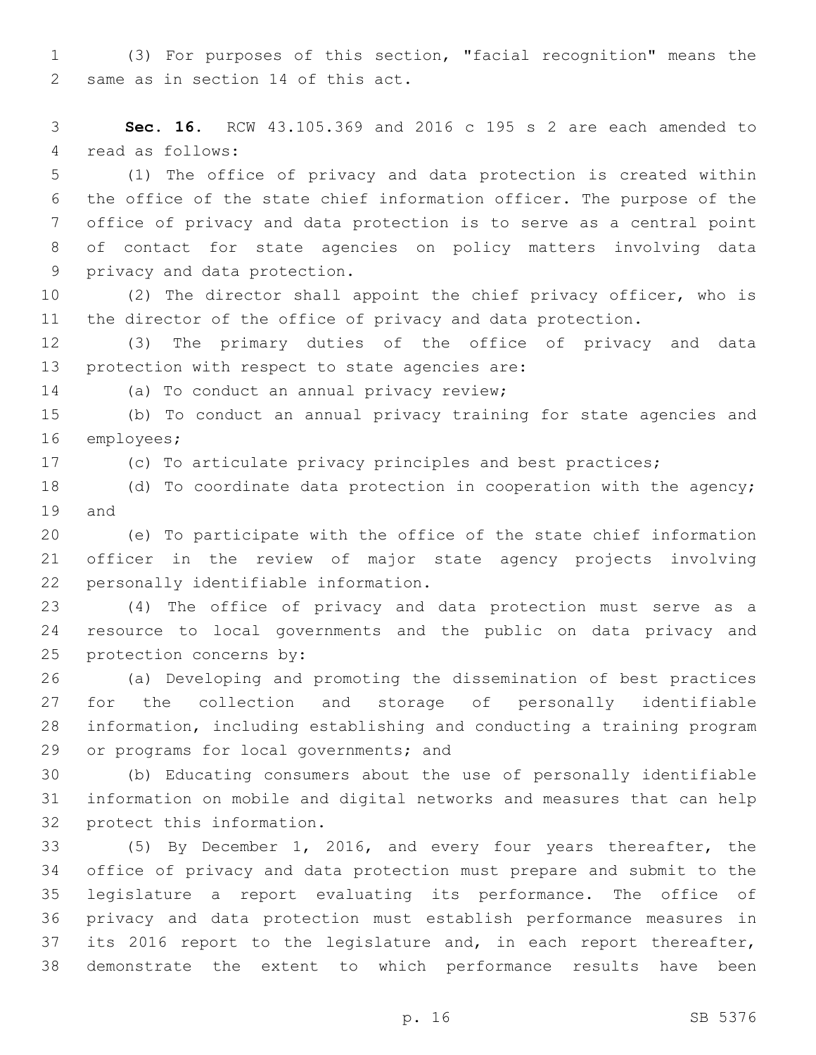(3) For purposes of this section, "facial recognition" means the same as in section 14 of this act.

**Sec. 16.** RCW 43.105.369 and 2016 c 195 s 2 are each amended to read as follows:

(1) The office of privacy and data protection is created within the office of the state chief information officer. The purpose of the office of privacy and data protection is to serve as a central point of contact for state agencies on policy matters involving data privacy and data protection.

(2) The director shall appoint the chief privacy officer, who is the director of the office of privacy and data protection.

(3) The primary duties of the office of privacy and data protection with respect to state agencies are:

(a) To conduct an annual privacy review;

(b) To conduct an annual privacy training for state agencies and employees;

(c) To articulate privacy principles and best practices;

(d) To coordinate data protection in cooperation with the agency; and

(e) To participate with the office of the state chief information officer in the review of major state agency projects involving personally identifiable information.

(4) The office of privacy and data protection must serve as a resource to local governments and the public on data privacy and protection concerns by:

(a) Developing and promoting the dissemination of best practices for the collection and storage of personally identifiable information, including establishing and conducting a training program or programs for local governments; and

(b) Educating consumers about the use of personally identifiable information on mobile and digital networks and measures that can help protect this information.

(5) By December 1, 2016, and every four years thereafter, the office of privacy and data protection must prepare and submit to the legislature a report evaluating its performance. The office of privacy and data protection must establish performance measures in its 2016 report to the legislature and, in each report thereafter, demonstrate the extent to which performance results have been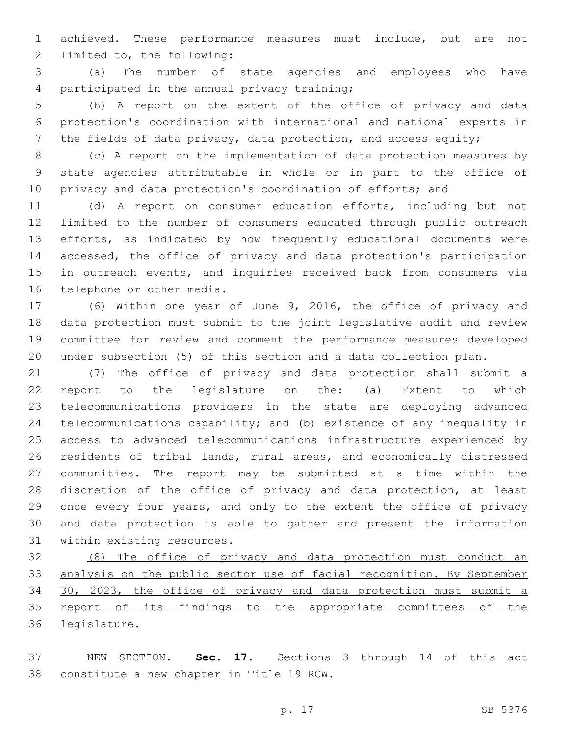achieved. These performance measures must include, but are not limited to, the following:

(a) The number of state agencies and employees who have participated in the annual privacy training;

(b) A report on the extent of the office of privacy and data protection's coordination with international and national experts in the fields of data privacy, data protection, and access equity;

(c) A report on the implementation of data protection measures by state agencies attributable in whole or in part to the office of privacy and data protection's coordination of efforts; and

(d) A report on consumer education efforts, including but not limited to the number of consumers educated through public outreach efforts, as indicated by how frequently educational documents were accessed, the office of privacy and data protection's participation in outreach events, and inquiries received back from consumers via telephone or other media.

(6) Within one year of June 9, 2016, the office of privacy and data protection must submit to the joint legislative audit and review committee for review and comment the performance measures developed under subsection (5) of this section and a data collection plan.

(7) The office of privacy and data protection shall submit a report to the legislature on the: (a) Extent to which telecommunications providers in the state are deploying advanced telecommunications capability; and (b) existence of any inequality in access to advanced telecommunications infrastructure experienced by residents of tribal lands, rural areas, and economically distressed communities. The report may be submitted at a time within the discretion of the office of privacy and data protection, at least once every four years, and only to the extent the office of privacy and data protection is able to gather and present the information within existing resources.

<u>(8) The office of privacy and data protection must conduct an analysis on the public sector use of facial recognition. By September 30, 2023, the office of privacy and data protection must submit a report of its findings to the appropriate committees of the legislature.</u>

<u>NEW SECTION.</u> **Sec. 17.** Sections 3 through 14 of this act constitute a new chapter in Title 19 RCW.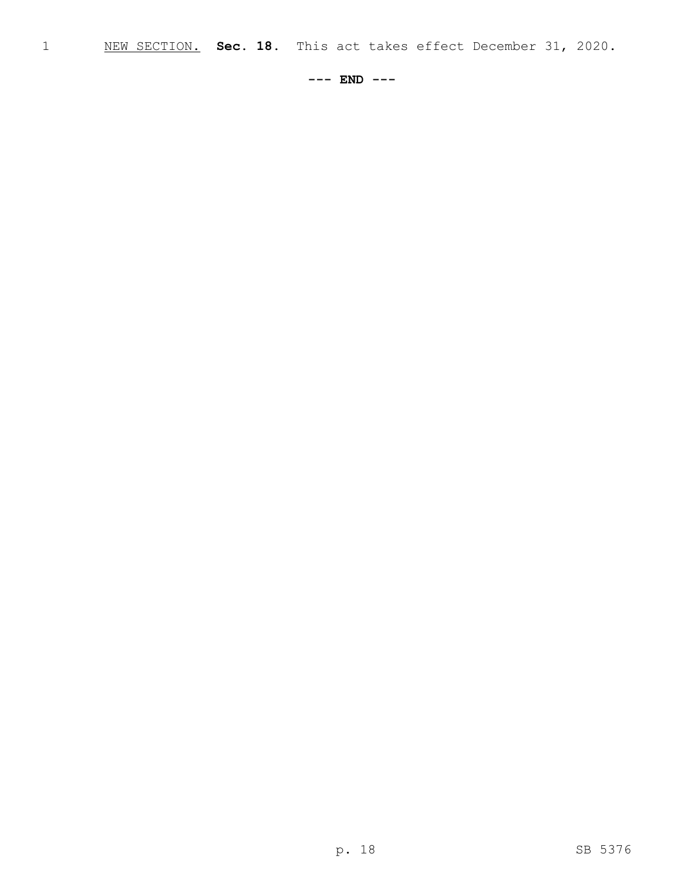NEW SECTION. **Sec. 18.** This act takes effect December 31, 2020.

**--- END ---**